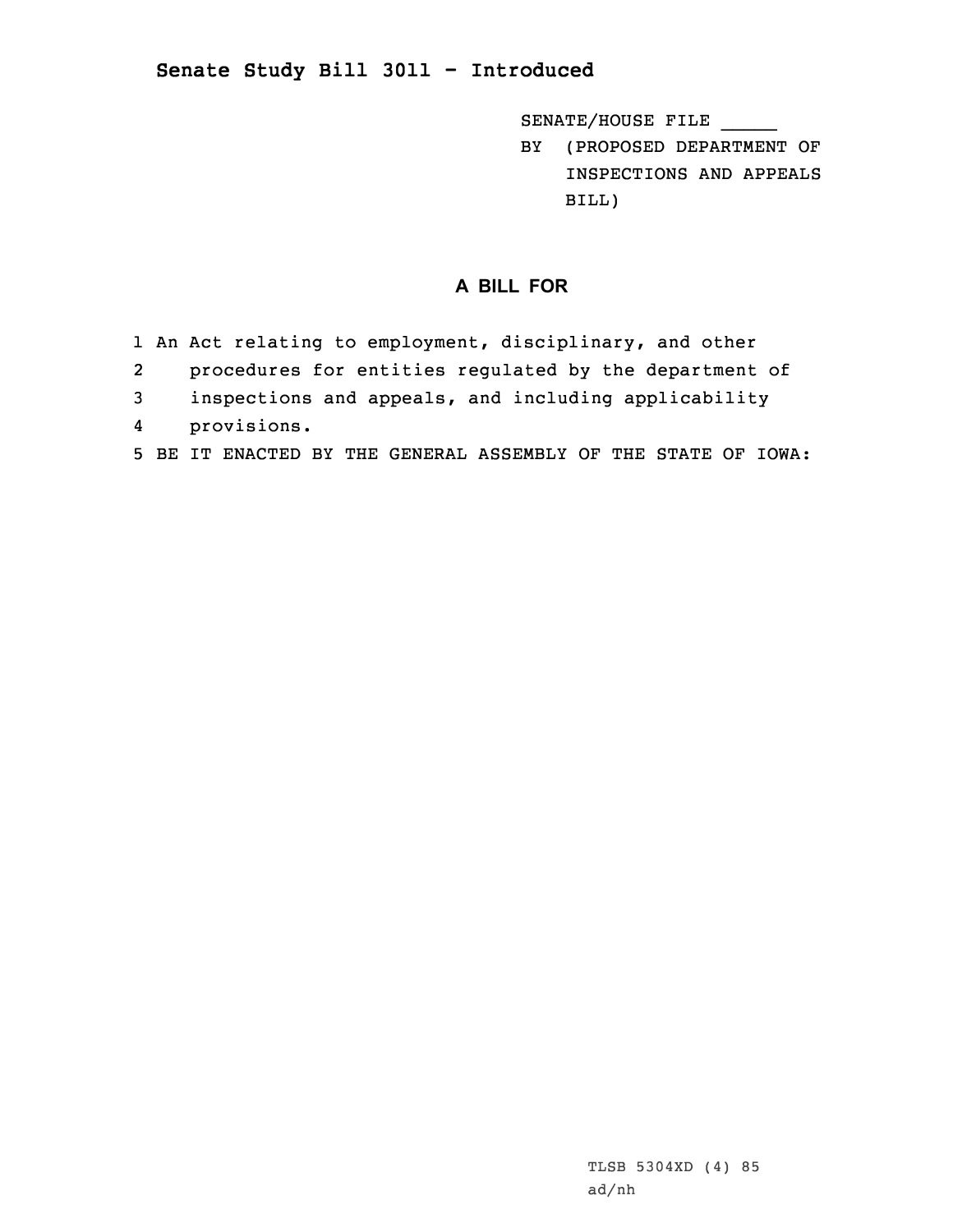## Senate Study Bill 3011 - Introduced

SENATE/HOUSE FILE _____

BY (PROPOSED DEPARTMENT OF INSPECTIONS AND APPEALS BILL)

### A BILL FOR

1 An Act relating to employment, disciplinary, and other
2 procedures for entities regulated by the department of
3 inspections and appeals, and including applicability
4 provisions.
5 BE IT ENACTED BY THE GENERAL ASSEMBLY OF THE STATE OF IOWA:

TLSB 5304XD (4) 85
ad/nh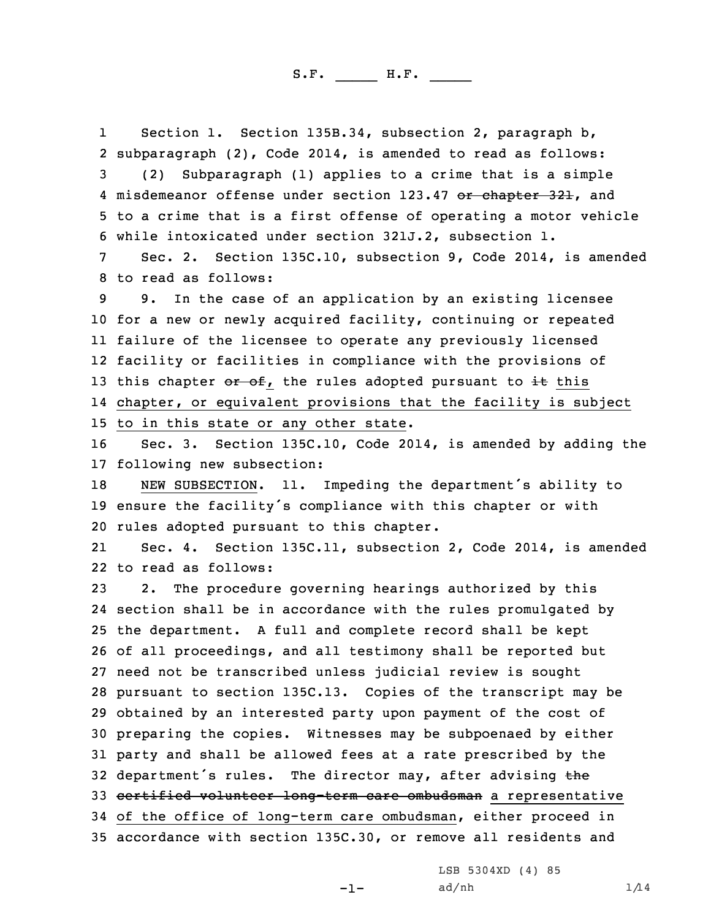Section 1. Section 135B.34, subsection 2, paragraph b, subparagraph (2), Code 2014, is amended to read as follows:

(2) Subparagraph (1) applies to a crime that is a simple misdemeanor offense under section 123.47 ~~or chapter 321~~, and to a crime that is a first offense of operating a motor vehicle while intoxicated under section 321J.2, subsection 1.

Sec. 2. Section 135C.10, subsection 9, Code 2014, is amended to read as follows:

9. In the case of an application by an existing licensee for a new or newly acquired facility, continuing or repeated failure of the licensee to operate any previously licensed facility or facilities in compliance with the provisions of this chapter ~~or of~~, the rules adopted pursuant to ~~it~~ <u>this chapter, or equivalent provisions that the facility is subject to in this state or any other state</u>.

Sec. 3. Section 135C.10, Code 2014, is amended by adding the following new subsection:

<u>NEW SUBSECTION</u>. 11. Impeding the department's ability to ensure the facility's compliance with this chapter or with rules adopted pursuant to this chapter.

Sec. 4. Section 135C.11, subsection 2, Code 2014, is amended to read as follows:

2. The procedure governing hearings authorized by this section shall be in accordance with the rules promulgated by the department. A full and complete record shall be kept of all proceedings, and all testimony shall be reported but need not be transcribed unless judicial review is sought pursuant to section 135C.13. Copies of the transcript may be obtained by an interested party upon payment of the cost of preparing the copies. Witnesses may be subpoenaed by either party and shall be allowed fees at a rate prescribed by the department's rules. The director may, after advising ~~the certified volunteer long-term care ombudsman~~ <u>a representative of the office of long-term care ombudsman</u>, either proceed in accordance with section 135C.30, or remove all residents and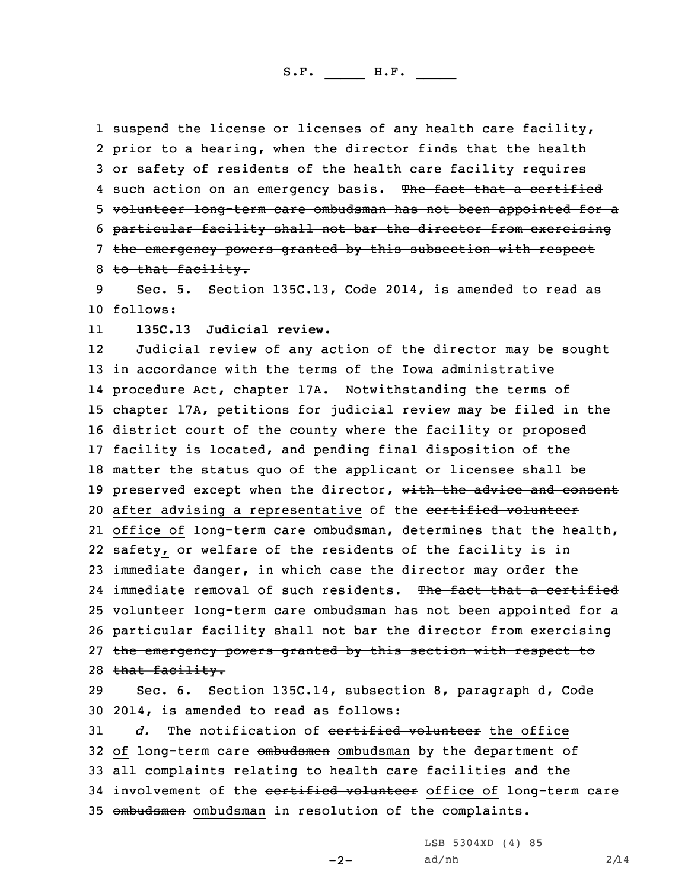suspend the license or licenses of any health care facility, prior to a hearing, when the director finds that the health or safety of residents of the health care facility requires such action on an emergency basis. ~~The fact that a certified volunteer long-term care ombudsman has not been appointed for a particular facility shall not bar the director from exercising the emergency powers granted by this subsection with respect to that facility.~~

Sec. 5. Section 135C.13, Code 2014, is amended to read as follows:

**135C.13 Judicial review.**

Judicial review of any action of the director may be sought in accordance with the terms of the Iowa administrative procedure Act, chapter 17A. Notwithstanding the terms of chapter 17A, petitions for judicial review may be filed in the district court of the county where the facility or proposed facility is located, and pending final disposition of the matter the status quo of the applicant or licensee shall be preserved except when the director, ~~with the advice and consent~~ <u>after advising a representative</u> of the ~~certified volunteer~~ <u>office of</u> long-term care ombudsman, determines that the health, safety<u>,</u> or welfare of the residents of the facility is in immediate danger, in which case the director may order the immediate removal of such residents. ~~The fact that a certified volunteer long-term care ombudsman has not been appointed for a particular facility shall not bar the director from exercising the emergency powers granted by this section with respect to that facility.~~

Sec. 6. Section 135C.14, subsection 8, paragraph d, Code 2014, is amended to read as follows:

*d.* The notification of ~~certified volunteer~~ <u>the office of</u> long-term care ~~ombudsmen~~ <u>ombudsman</u> by the department of all complaints relating to health care facilities and the involvement of the ~~certified volunteer~~ <u>office of</u> long-term care ~~ombudsmen~~ <u>ombudsman</u> in resolution of the complaints.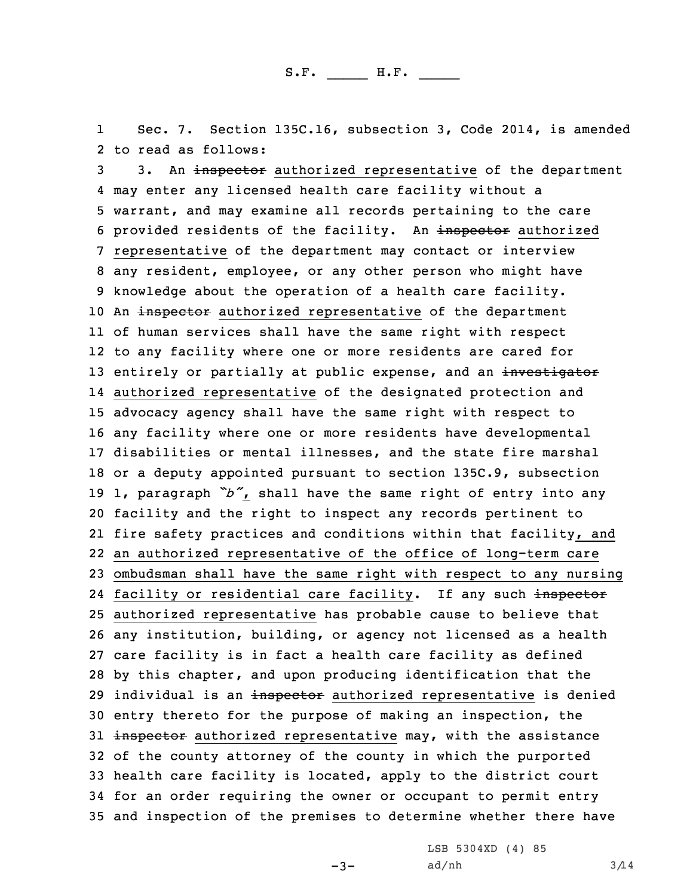Sec. 7. Section 135C.16, subsection 3, Code 2014, is amended to read as follows:

3. An ~~inspector~~ authorized representative of the department may enter any licensed health care facility without a warrant, and may examine all records pertaining to the care provided residents of the facility. An ~~inspector~~ authorized representative of the department may contact or interview any resident, employee, or any other person who might have knowledge about the operation of a health care facility. An ~~inspector~~ authorized representative of the department of human services shall have the same right with respect to any facility where one or more residents are cared for entirely or partially at public expense, and an ~~investigator~~ authorized representative of the designated protection and advocacy agency shall have the same right with respect to any facility where one or more residents have developmental disabilities or mental illnesses, and the state fire marshal or a deputy appointed pursuant to section 135C.9, subsection 1, paragraph *"b"*, shall have the same right of entry into any facility and the right to inspect any records pertinent to fire safety practices and conditions within that facility, and an authorized representative of the office of long-term care ombudsman shall have the same right with respect to any nursing facility or residential care facility. If any such ~~inspector~~ authorized representative has probable cause to believe that any institution, building, or agency not licensed as a health care facility is in fact a health care facility as defined by this chapter, and upon producing identification that the individual is an ~~inspector~~ authorized representative is denied entry thereto for the purpose of making an inspection, the ~~inspector~~ authorized representative may, with the assistance of the county attorney of the county in which the purported health care facility is located, apply to the district court for an order requiring the owner or occupant to permit entry and inspection of the premises to determine whether there have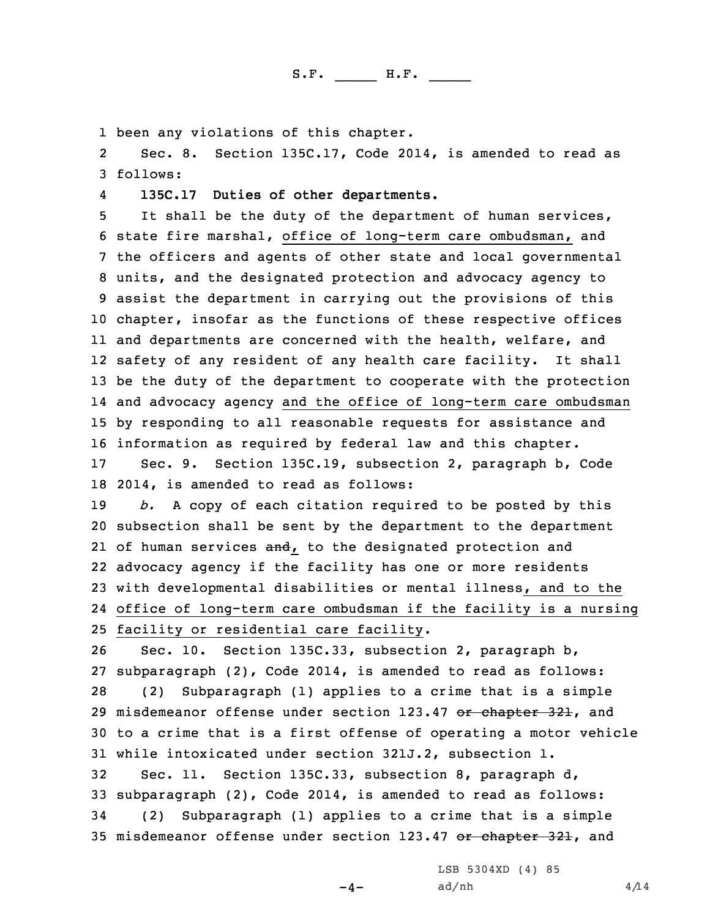been any violations of this chapter.

Sec. 8. Section 135C.17, Code 2014, is amended to read as follows:

**135C.17 Duties of other departments.**

It shall be the duty of the department of human services, state fire marshal, office of long-term care ombudsman, and the officers and agents of other state and local governmental units, and the designated protection and advocacy agency to assist the department in carrying out the provisions of this chapter, insofar as the functions of these respective offices and departments are concerned with the health, welfare, and safety of any resident of any health care facility. It shall be the duty of the department to cooperate with the protection and advocacy agency and the office of long-term care ombudsman by responding to all reasonable requests for assistance and information as required by federal law and this chapter.

Sec. 9. Section 135C.19, subsection 2, paragraph b, Code 2014, is amended to read as follows:

*b.* A copy of each citation required to be posted by this subsection shall be sent by the department to the department of human services ~~and~~, to the designated protection and advocacy agency if the facility has one or more residents with developmental disabilities or mental illness, and to the office of long-term care ombudsman if the facility is a nursing facility or residential care facility.

Sec. 10. Section 135C.33, subsection 2, paragraph b, subparagraph (2), Code 2014, is amended to read as follows:

(2) Subparagraph (1) applies to a crime that is a simple misdemeanor offense under section 123.47 ~~or chapter 321~~, and to a crime that is a first offense of operating a motor vehicle while intoxicated under section 321J.2, subsection 1.

Sec. 11. Section 135C.33, subsection 8, paragraph d, subparagraph (2), Code 2014, is amended to read as follows:

(2) Subparagraph (1) applies to a crime that is a simple misdemeanor offense under section 123.47 ~~or chapter 321~~, and

LSB 5304XD (4) 85
ad/nh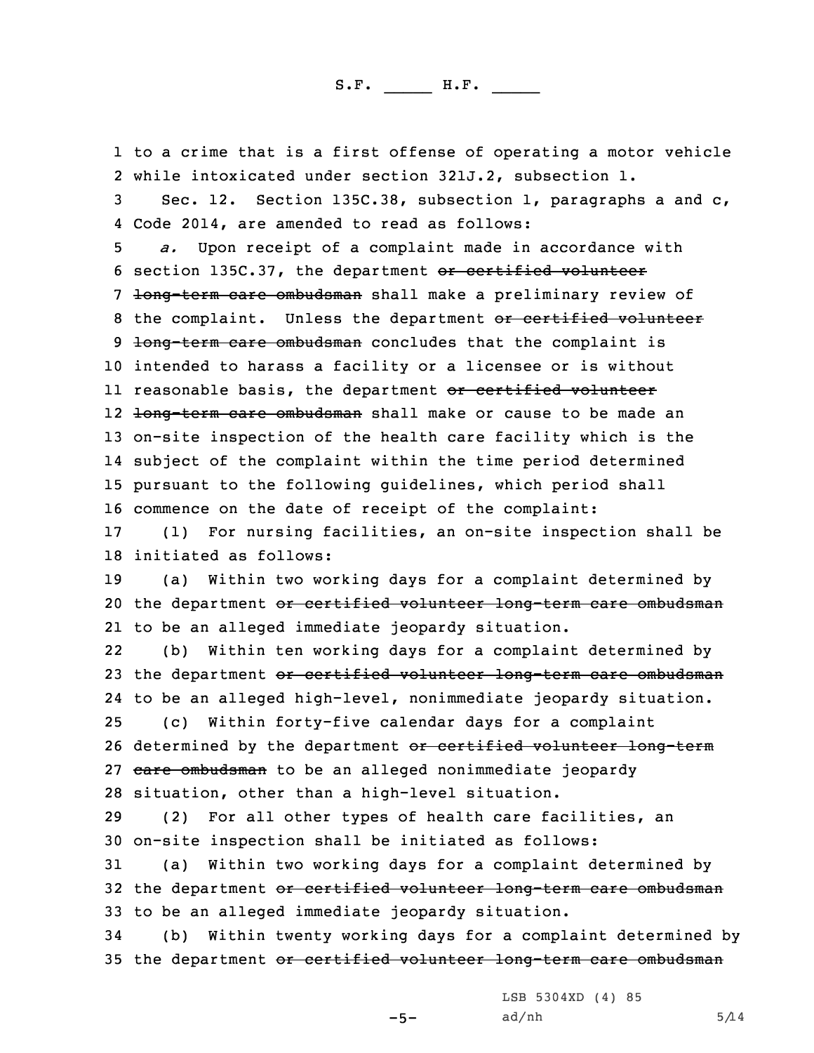to a crime that is a first offense of operating a motor vehicle while intoxicated under section 321J.2, subsection 1.

Sec. 12. Section 135C.38, subsection 1, paragraphs a and c, Code 2014, are amended to read as follows:

*a.* Upon receipt of a complaint made in accordance with section 135C.37, the department ~~or certified volunteer long-term care ombudsman~~ shall make a preliminary review of the complaint. Unless the department ~~or certified volunteer long-term care ombudsman~~ concludes that the complaint is intended to harass a facility or a licensee or is without reasonable basis, the department ~~or certified volunteer long-term care ombudsman~~ shall make or cause to be made an on-site inspection of the health care facility which is the subject of the complaint within the time period determined pursuant to the following guidelines, which period shall commence on the date of receipt of the complaint:

(1) For nursing facilities, an on-site inspection shall be initiated as follows:

(a) Within two working days for a complaint determined by the department ~~or certified volunteer long-term care ombudsman~~ to be an alleged immediate jeopardy situation.

(b) Within ten working days for a complaint determined by the department ~~or certified volunteer long-term care ombudsman~~ to be an alleged high-level, nonimmediate jeopardy situation.

(c) Within forty-five calendar days for a complaint determined by the department ~~or certified volunteer long-term care ombudsman~~ to be an alleged nonimmediate jeopardy situation, other than a high-level situation.

(2) For all other types of health care facilities, an on-site inspection shall be initiated as follows:

(a) Within two working days for a complaint determined by the department ~~or certified volunteer long-term care ombudsman~~ to be an alleged immediate jeopardy situation.

(b) Within twenty working days for a complaint determined by the department ~~or certified volunteer long-term care ombudsman~~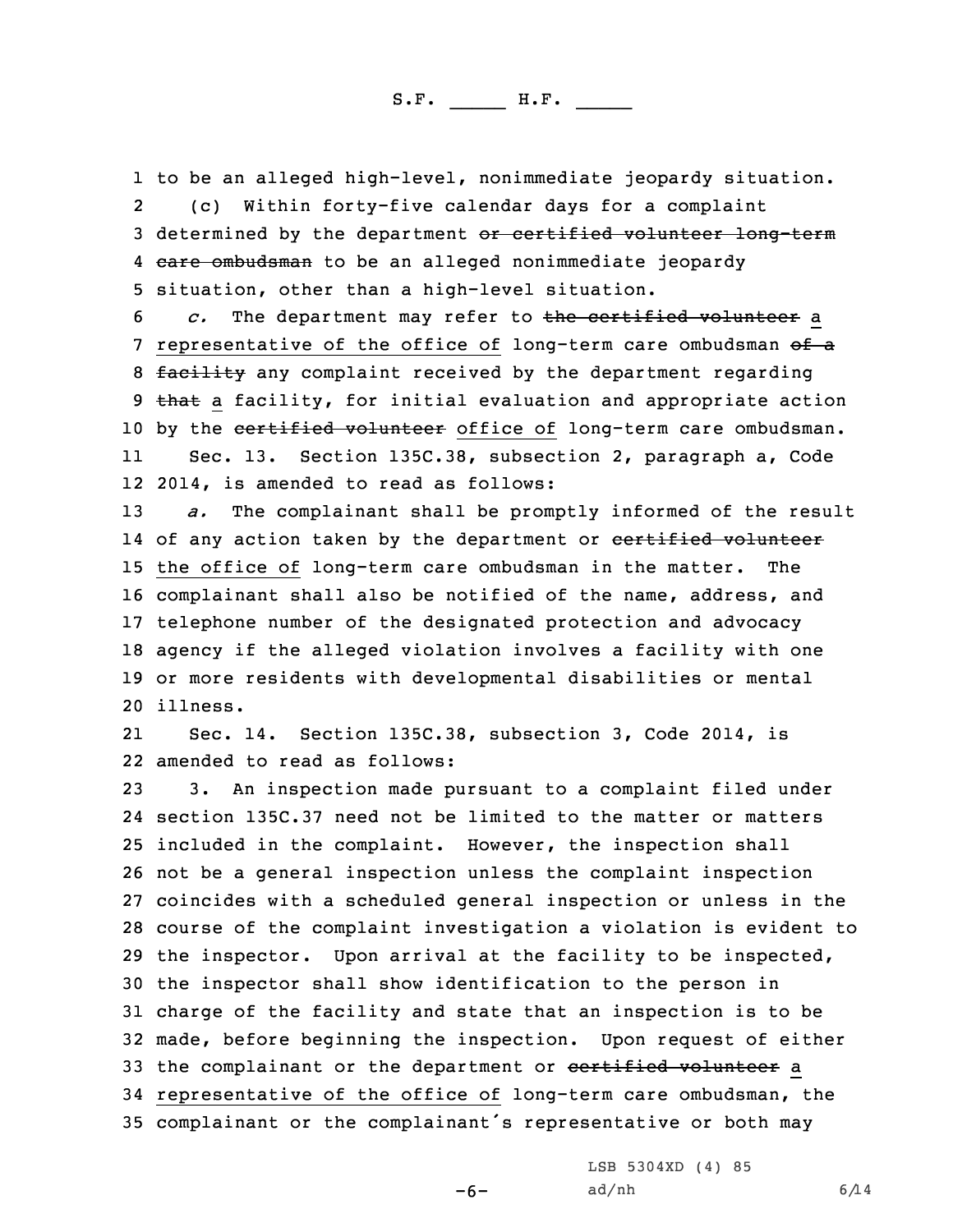to be an alleged high-level, nonimmediate jeopardy situation.

(c) Within forty-five calendar days for a complaint determined by the department ~~or certified volunteer long-term care ombudsman~~ to be an alleged nonimmediate jeopardy situation, other than a high-level situation.

*c.* The department may refer to ~~the certified volunteer~~ a representative of the office of long-term care ombudsman ~~of a facility~~ any complaint received by the department regarding ~~that~~ a facility, for initial evaluation and appropriate action by the ~~certified volunteer~~ office of long-term care ombudsman.

Sec. 13. Section 135C.38, subsection 2, paragraph a, Code 2014, is amended to read as follows:

*a.* The complainant shall be promptly informed of the result of any action taken by the department or ~~certified volunteer~~ the office of long-term care ombudsman in the matter. The complainant shall also be notified of the name, address, and telephone number of the designated protection and advocacy agency if the alleged violation involves a facility with one or more residents with developmental disabilities or mental illness.

Sec. 14. Section 135C.38, subsection 3, Code 2014, is amended to read as follows:

3. An inspection made pursuant to a complaint filed under section 135C.37 need not be limited to the matter or matters included in the complaint. However, the inspection shall not be a general inspection unless the complaint inspection coincides with a scheduled general inspection or unless in the course of the complaint investigation a violation is evident to the inspector. Upon arrival at the facility to be inspected, the inspector shall show identification to the person in charge of the facility and state that an inspection is to be made, before beginning the inspection. Upon request of either the complainant or the department or ~~certified volunteer~~ a representative of the office of long-term care ombudsman, the complainant or the complainant's representative or both may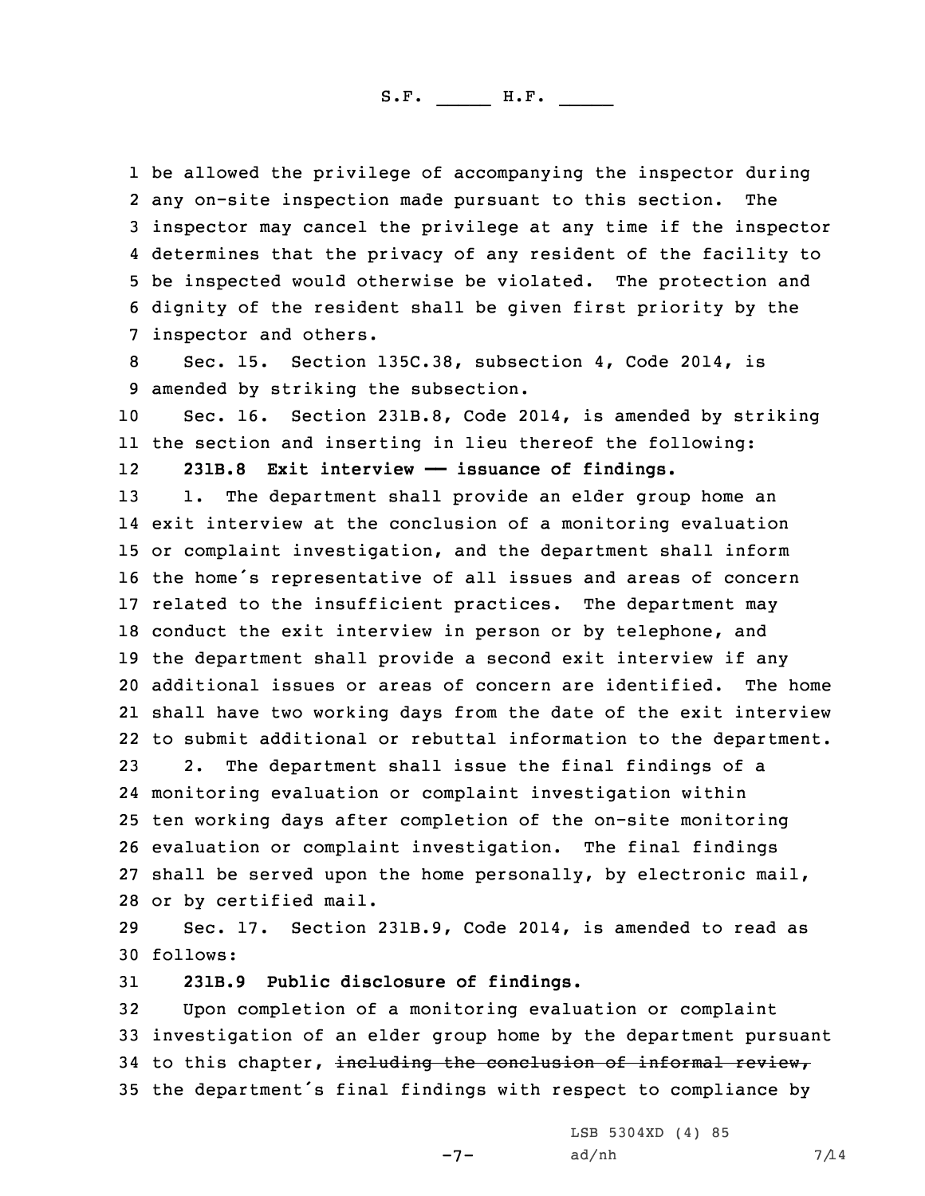be allowed the privilege of accompanying the inspector during any on-site inspection made pursuant to this section. The inspector may cancel the privilege at any time if the inspector determines that the privacy of any resident of the facility to be inspected would otherwise be violated. The protection and dignity of the resident shall be given first priority by the inspector and others.

Sec. 15. Section 135C.38, subsection 4, Code 2014, is amended by striking the subsection.

Sec. 16. Section 231B.8, Code 2014, is amended by striking the section and inserting in lieu thereof the following:

**231B.8 Exit interview —— issuance of findings.**

1. The department shall provide an elder group home an exit interview at the conclusion of a monitoring evaluation or complaint investigation, and the department shall inform the home's representative of all issues and areas of concern related to the insufficient practices. The department may conduct the exit interview in person or by telephone, and the department shall provide a second exit interview if any additional issues or areas of concern are identified. The home shall have two working days from the date of the exit interview to submit additional or rebuttal information to the department.

2. The department shall issue the final findings of a monitoring evaluation or complaint investigation within ten working days after completion of the on-site monitoring evaluation or complaint investigation. The final findings shall be served upon the home personally, by electronic mail, or by certified mail.

Sec. 17. Section 231B.9, Code 2014, is amended to read as follows:

**231B.9 Public disclosure of findings.**

Upon completion of a monitoring evaluation or complaint investigation of an elder group home by the department pursuant to this chapter, ~~including the conclusion of informal review,~~ the department's final findings with respect to compliance by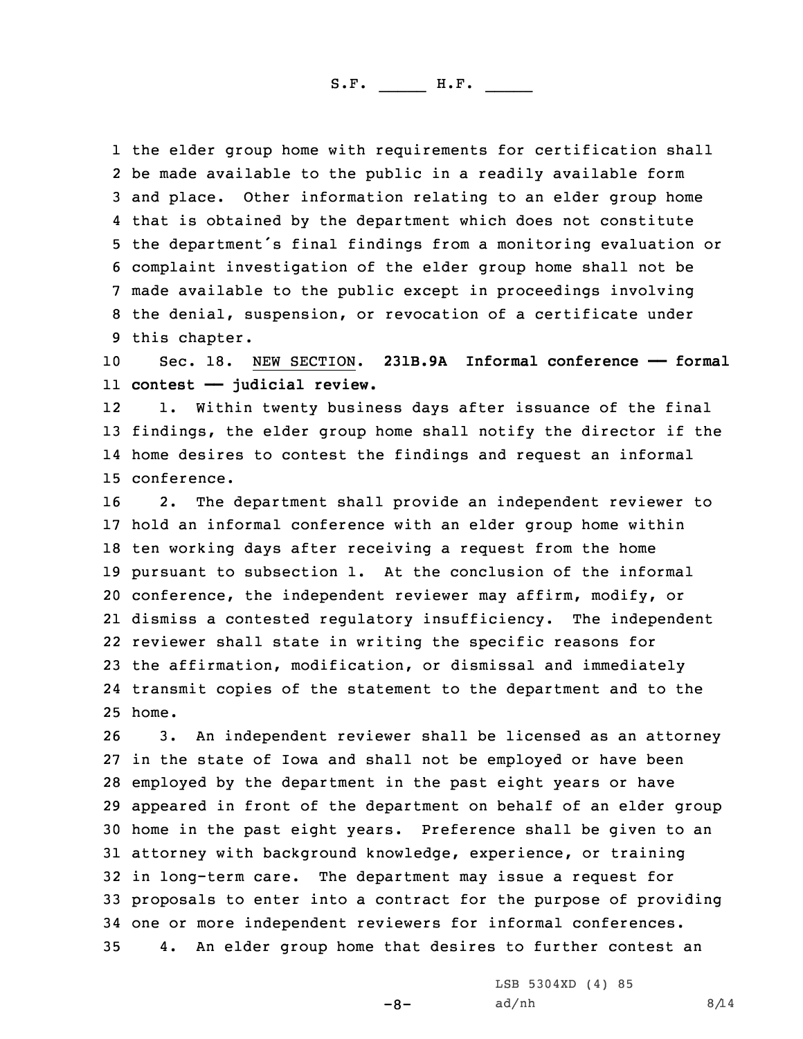the elder group home with requirements for certification shall be made available to the public in a readily available form and place. Other information relating to an elder group home that is obtained by the department which does not constitute the department's final findings from a monitoring evaluation or complaint investigation of the elder group home shall not be made available to the public except in proceedings involving the denial, suspension, or revocation of a certificate under this chapter.

Sec. 18. NEW SECTION. **231B.9A Informal conference —— formal contest —— judicial review.**

1. Within twenty business days after issuance of the final findings, the elder group home shall notify the director if the home desires to contest the findings and request an informal conference.

2. The department shall provide an independent reviewer to hold an informal conference with an elder group home within ten working days after receiving a request from the home pursuant to subsection 1. At the conclusion of the informal conference, the independent reviewer may affirm, modify, or dismiss a contested regulatory insufficiency. The independent reviewer shall state in writing the specific reasons for the affirmation, modification, or dismissal and immediately transmit copies of the statement to the department and to the home.

3. An independent reviewer shall be licensed as an attorney in the state of Iowa and shall not be employed or have been employed by the department in the past eight years or have appeared in front of the department on behalf of an elder group home in the past eight years. Preference shall be given to an attorney with background knowledge, experience, or training in long-term care. The department may issue a request for proposals to enter into a contract for the purpose of providing one or more independent reviewers for informal conferences.

4. An elder group home that desires to further contest an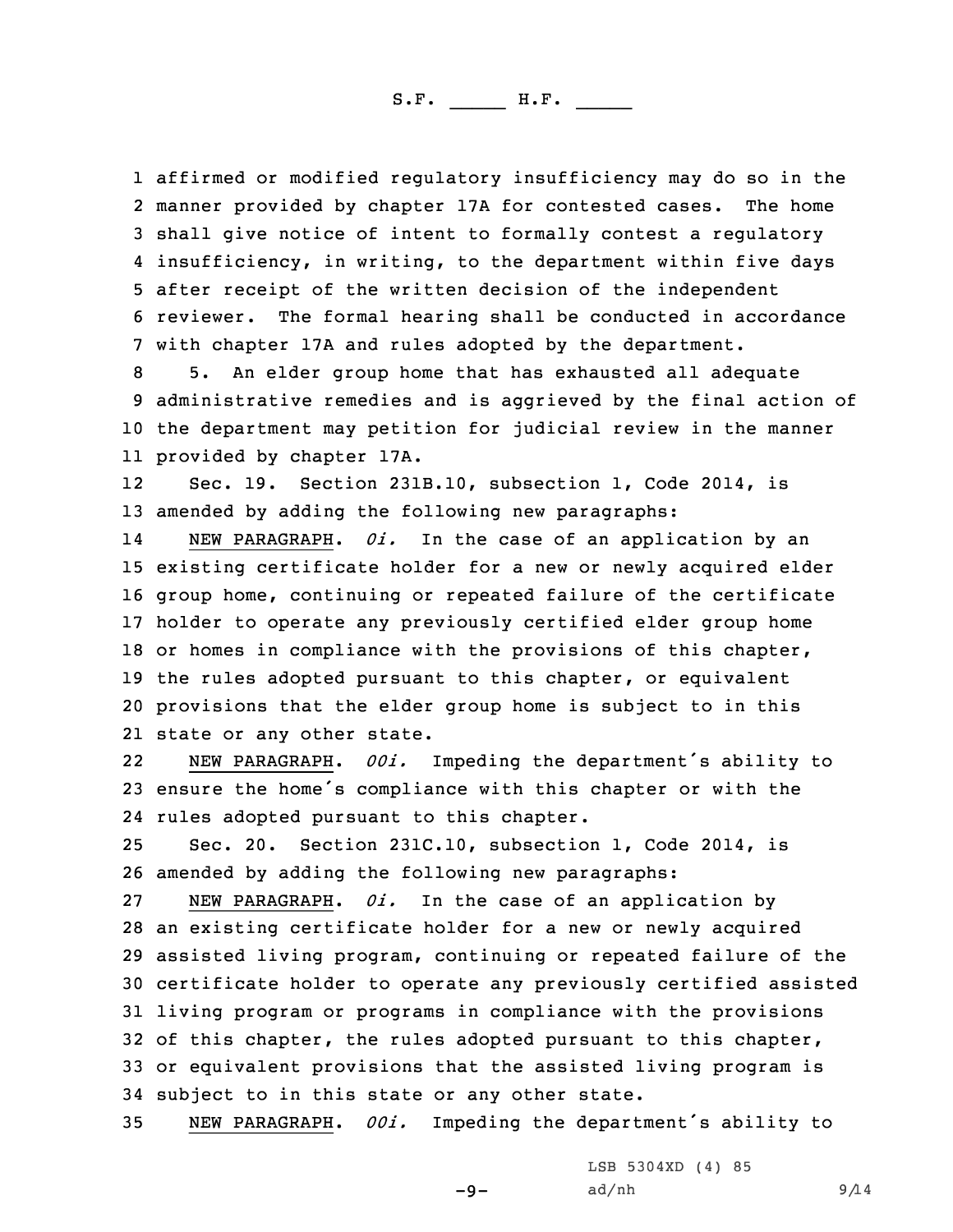affirmed or modified regulatory insufficiency may do so in the manner provided by chapter 17A for contested cases. The home shall give notice of intent to formally contest a regulatory insufficiency, in writing, to the department within five days after receipt of the written decision of the independent reviewer. The formal hearing shall be conducted in accordance with chapter 17A and rules adopted by the department.

5. An elder group home that has exhausted all adequate administrative remedies and is aggrieved by the final action of the department may petition for judicial review in the manner provided by chapter 17A.

Sec. 19. Section 231B.10, subsection 1, Code 2014, is amended by adding the following new paragraphs:

NEW PARAGRAPH. *0i.* In the case of an application by an existing certificate holder for a new or newly acquired elder group home, continuing or repeated failure of the certificate holder to operate any previously certified elder group home or homes in compliance with the provisions of this chapter, the rules adopted pursuant to this chapter, or equivalent provisions that the elder group home is subject to in this state or any other state.

NEW PARAGRAPH. *00i.* Impeding the department's ability to ensure the home's compliance with this chapter or with the rules adopted pursuant to this chapter.

Sec. 20. Section 231C.10, subsection 1, Code 2014, is amended by adding the following new paragraphs:

NEW PARAGRAPH. *0i.* In the case of an application by an existing certificate holder for a new or newly acquired assisted living program, continuing or repeated failure of the certificate holder to operate any previously certified assisted living program or programs in compliance with the provisions of this chapter, the rules adopted pursuant to this chapter, or equivalent provisions that the assisted living program is subject to in this state or any other state.

NEW PARAGRAPH. *00i.* Impeding the department's ability to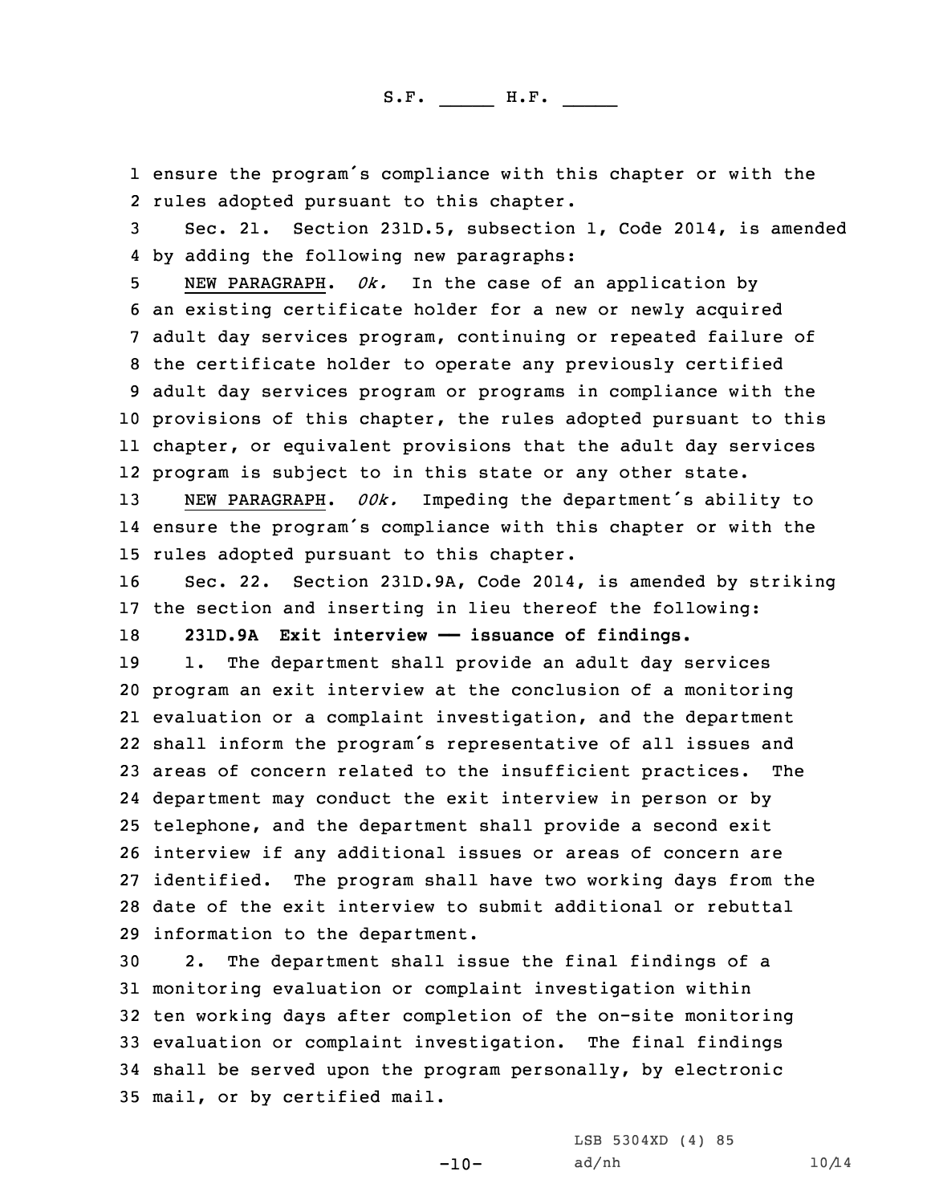ensure the program's compliance with this chapter or with the rules adopted pursuant to this chapter.

Sec. 21. Section 231D.5, subsection 1, Code 2014, is amended by adding the following new paragraphs:

NEW PARAGRAPH. *0k.* In the case of an application by an existing certificate holder for a new or newly acquired adult day services program, continuing or repeated failure of the certificate holder to operate any previously certified adult day services program or programs in compliance with the provisions of this chapter, the rules adopted pursuant to this chapter, or equivalent provisions that the adult day services program is subject to in this state or any other state.

NEW PARAGRAPH. *00k.* Impeding the department's ability to ensure the program's compliance with this chapter or with the rules adopted pursuant to this chapter.

Sec. 22. Section 231D.9A, Code 2014, is amended by striking the section and inserting in lieu thereof the following:

**231D.9A Exit interview —— issuance of findings.**

1. The department shall provide an adult day services program an exit interview at the conclusion of a monitoring evaluation or a complaint investigation, and the department shall inform the program's representative of all issues and areas of concern related to the insufficient practices. The department may conduct the exit interview in person or by telephone, and the department shall provide a second exit interview if any additional issues or areas of concern are identified. The program shall have two working days from the date of the exit interview to submit additional or rebuttal information to the department.

2. The department shall issue the final findings of a monitoring evaluation or complaint investigation within ten working days after completion of the on-site monitoring evaluation or complaint investigation. The final findings shall be served upon the program personally, by electronic mail, or by certified mail.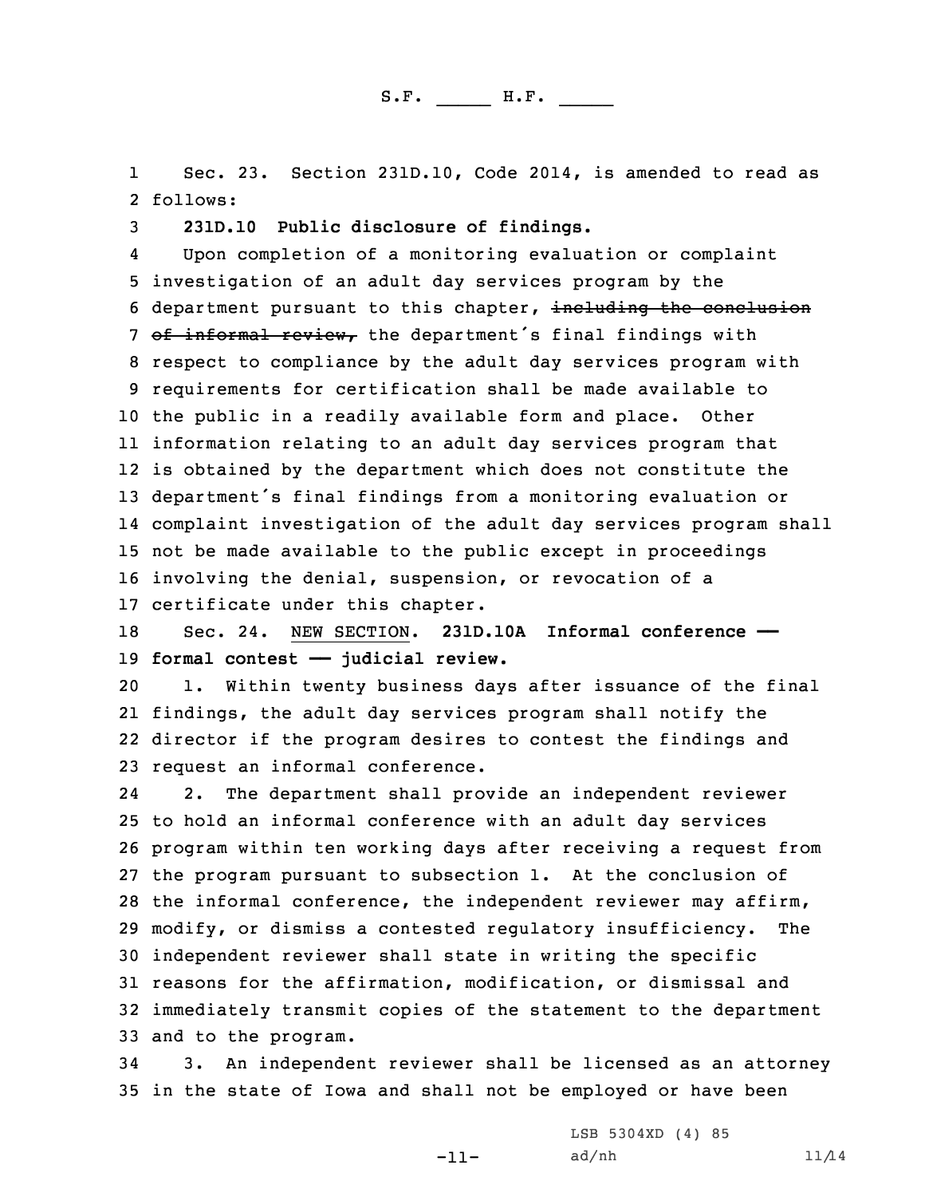Sec. 23. Section 231D.10, Code 2014, is amended to read as follows:

**231D.10 Public disclosure of findings.**

Upon completion of a monitoring evaluation or complaint investigation of an adult day services program by the department pursuant to this chapter, ~~including the conclusion of informal review,~~ the department's final findings with respect to compliance by the adult day services program with requirements for certification shall be made available to the public in a readily available form and place. Other information relating to an adult day services program that is obtained by the department which does not constitute the department's final findings from a monitoring evaluation or complaint investigation of the adult day services program shall not be made available to the public except in proceedings involving the denial, suspension, or revocation of a certificate under this chapter.

Sec. 24. NEW SECTION. **231D.10A Informal conference —— formal contest —— judicial review.**

1. Within twenty business days after issuance of the final findings, the adult day services program shall notify the director if the program desires to contest the findings and request an informal conference.

2. The department shall provide an independent reviewer to hold an informal conference with an adult day services program within ten working days after receiving a request from the program pursuant to subsection 1. At the conclusion of the informal conference, the independent reviewer may affirm, modify, or dismiss a contested regulatory insufficiency. The independent reviewer shall state in writing the specific reasons for the affirmation, modification, or dismissal and immediately transmit copies of the statement to the department and to the program.

3. An independent reviewer shall be licensed as an attorney in the state of Iowa and shall not be employed or have been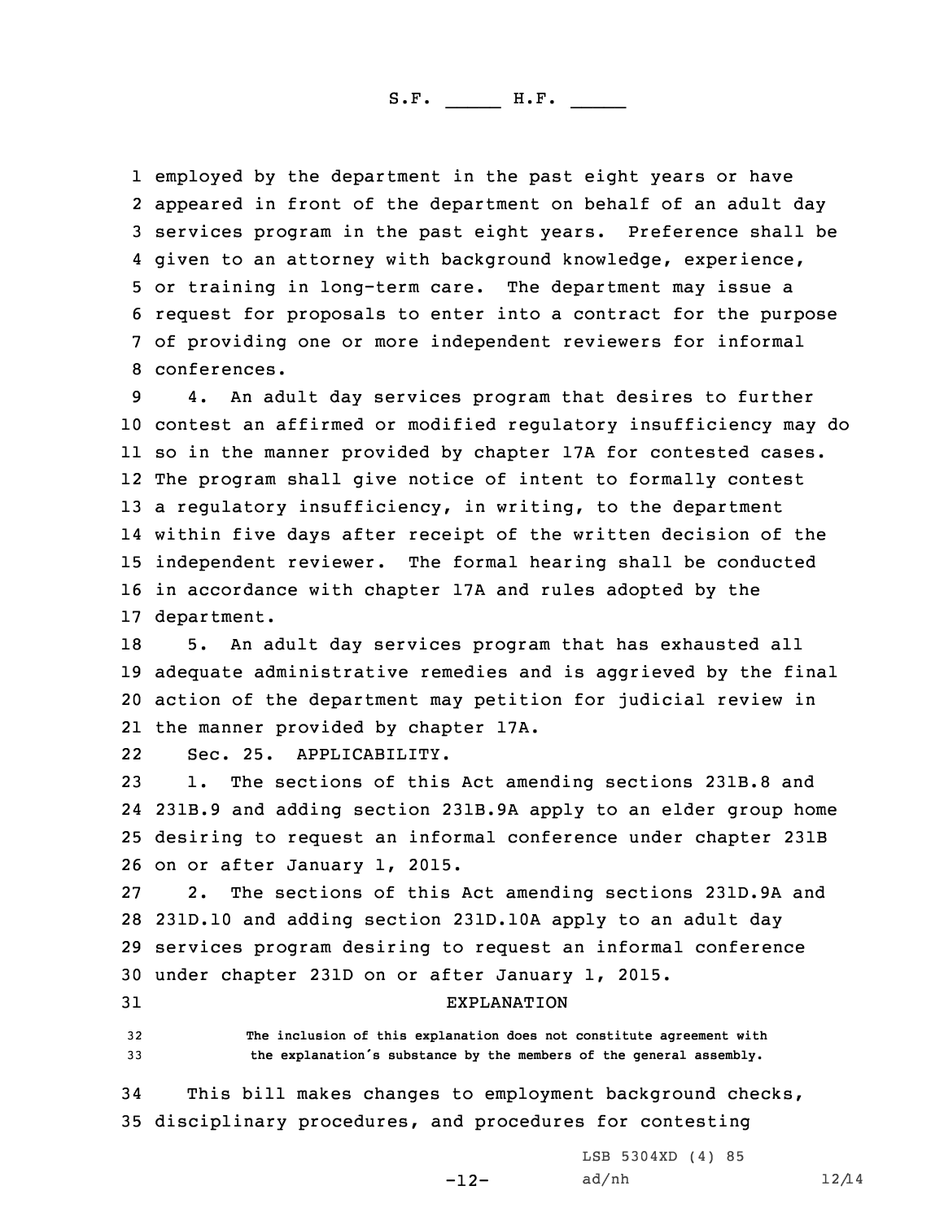employed by the department in the past eight years or have appeared in front of the department on behalf of an adult day services program in the past eight years. Preference shall be given to an attorney with background knowledge, experience, or training in long-term care. The department may issue a request for proposals to enter into a contract for the purpose of providing one or more independent reviewers for informal conferences.

4. An adult day services program that desires to further contest an affirmed or modified regulatory insufficiency may do so in the manner provided by chapter 17A for contested cases. The program shall give notice of intent to formally contest a regulatory insufficiency, in writing, to the department within five days after receipt of the written decision of the independent reviewer. The formal hearing shall be conducted in accordance with chapter 17A and rules adopted by the department.

5. An adult day services program that has exhausted all adequate administrative remedies and is aggrieved by the final action of the department may petition for judicial review in the manner provided by chapter 17A.

Sec. 25. APPLICABILITY.

1. The sections of this Act amending sections 231B.8 and 231B.9 and adding section 231B.9A apply to an elder group home desiring to request an informal conference under chapter 231B on or after January 1, 2015.

2. The sections of this Act amending sections 231D.9A and 231D.10 and adding section 231D.10A apply to an adult day services program desiring to request an informal conference under chapter 231D on or after January 1, 2015.

EXPLANATION

The inclusion of this explanation does not constitute agreement with the explanation's substance by the members of the general assembly.

This bill makes changes to employment background checks, disciplinary procedures, and procedures for contesting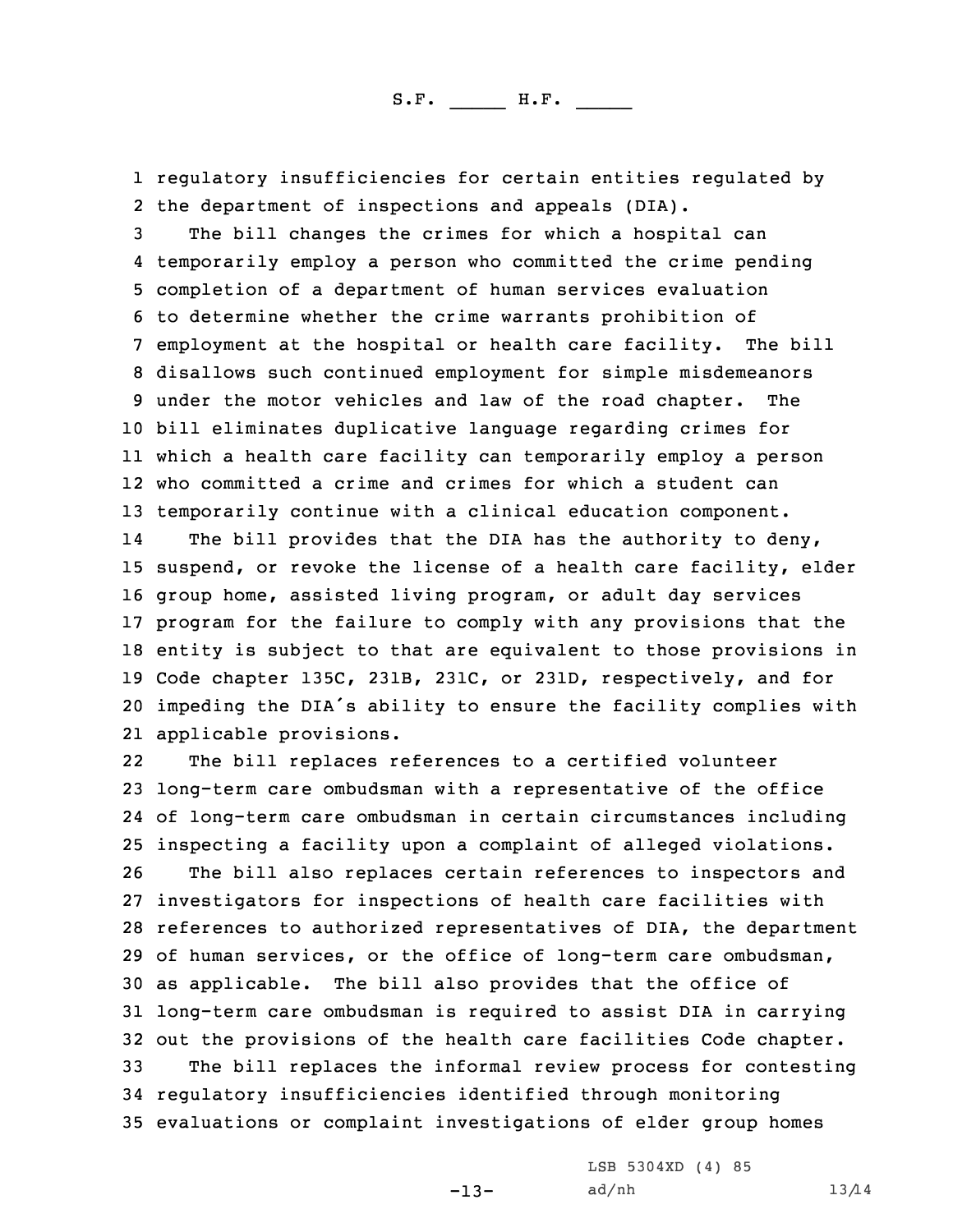regulatory insufficiencies for certain entities regulated by the department of inspections and appeals (DIA).

The bill changes the crimes for which a hospital can temporarily employ a person who committed the crime pending completion of a department of human services evaluation to determine whether the crime warrants prohibition of employment at the hospital or health care facility. The bill disallows such continued employment for simple misdemeanors under the motor vehicles and law of the road chapter. The bill eliminates duplicative language regarding crimes for which a health care facility can temporarily employ a person who committed a crime and crimes for which a student can temporarily continue with a clinical education component.

The bill provides that the DIA has the authority to deny, suspend, or revoke the license of a health care facility, elder group home, assisted living program, or adult day services program for the failure to comply with any provisions that the entity is subject to that are equivalent to those provisions in Code chapter 135C, 231B, 231C, or 231D, respectively, and for impeding the DIA's ability to ensure the facility complies with applicable provisions.

The bill replaces references to a certified volunteer long-term care ombudsman with a representative of the office of long-term care ombudsman in certain circumstances including inspecting a facility upon a complaint of alleged violations.

The bill also replaces certain references to inspectors and investigators for inspections of health care facilities with references to authorized representatives of DIA, the department of human services, or the office of long-term care ombudsman, as applicable. The bill also provides that the office of long-term care ombudsman is required to assist DIA in carrying out the provisions of the health care facilities Code chapter.

The bill replaces the informal review process for contesting regulatory insufficiencies identified through monitoring evaluations or complaint investigations of elder group homes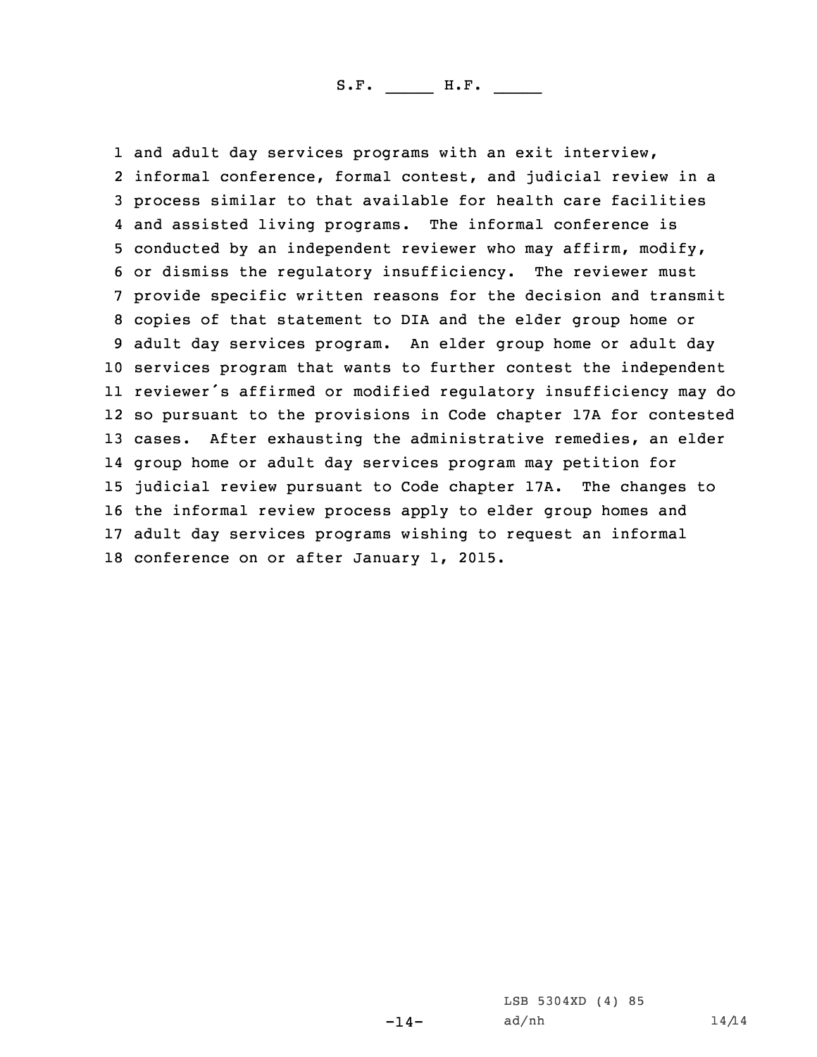and adult day services programs with an exit interview, informal conference, formal contest, and judicial review in a process similar to that available for health care facilities and assisted living programs. The informal conference is conducted by an independent reviewer who may affirm, modify, or dismiss the regulatory insufficiency. The reviewer must provide specific written reasons for the decision and transmit copies of that statement to DIA and the elder group home or adult day services program. An elder group home or adult day services program that wants to further contest the independent reviewer's affirmed or modified regulatory insufficiency may do so pursuant to the provisions in Code chapter 17A for contested cases. After exhausting the administrative remedies, an elder group home or adult day services program may petition for judicial review pursuant to Code chapter 17A. The changes to the informal review process apply to elder group homes and adult day services programs wishing to request an informal conference on or after January 1, 2015.